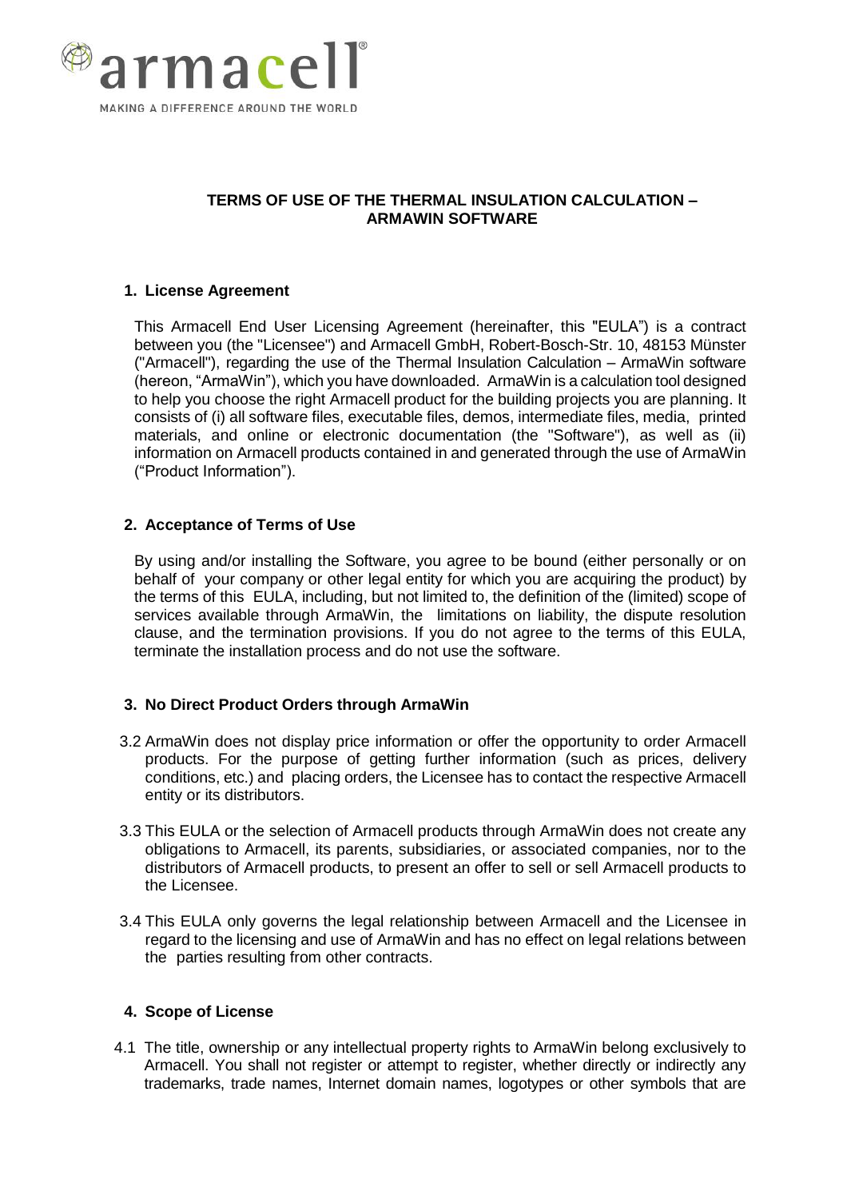# TERMS OF USE OF THE THERMAL INSULATION CALCULATION – ARMAWIN SOFTWARE

## 1. License Agreement

This Armacell End User Licensing Agreement (hereinafter, this "EULA") is a contract between you (the "Licensee") and Armacell GmbH, Robert-Bosch-Str. 10, 48153 Münster ("Armacell"), regarding the use of the Thermal Insulation Calculation – ArmaWin software (hereon, "ArmaWin"), which you have downloaded. ArmaWin is a calculation tool designed to help you choose the right Armacell product for the building projects you are planning. It consists of (i) all software files, executable files, demos, intermediate files, media, printed materials, and online or electronic documentation (the "Software"), as well as (ii) information on Armacell products contained in and generated through the use of ArmaWin ("Product Information").

## 2. Acceptance of Terms of Use

By using and/or installing the Software, you agree to be bound (either personally or on behalf of your company or other legal entity for which you are acquiring the product) by the terms of this EULA, including, but not limited to, the definition of the (limited) scope of services available through ArmaWin, the limitations on liability, the dispute resolution clause, and the termination provisions. If you do not agree to the terms of this EULA, terminate the installation process and do not use the software.

## 3. No Direct Product Orders through ArmaWin

3.2 ArmaWin does not display price information or offer the opportunity to order Armacell products. For the purpose of getting further information (such as prices, delivery conditions, etc.) and placing orders, the Licensee has to contact the respective Armacell entity or its distributors.

3.3 This EULA or the selection of Armacell products through ArmaWin does not create any obligations to Armacell, its parents, subsidiaries, or associated companies, nor to the distributors of Armacell products, to present an offer to sell or sell Armacell products to the Licensee.

3.4 This EULA only governs the legal relationship between Armacell and the Licensee in regard to the licensing and use of ArmaWin and has no effect on legal relations between the parties resulting from other contracts.

## 4. Scope of License

4.1 The title, ownership or any intellectual property rights to ArmaWin belong exclusively to Armacell. You shall not register or attempt to register, whether directly or indirectly any trademarks, trade names, Internet domain names, logotypes or other symbols that are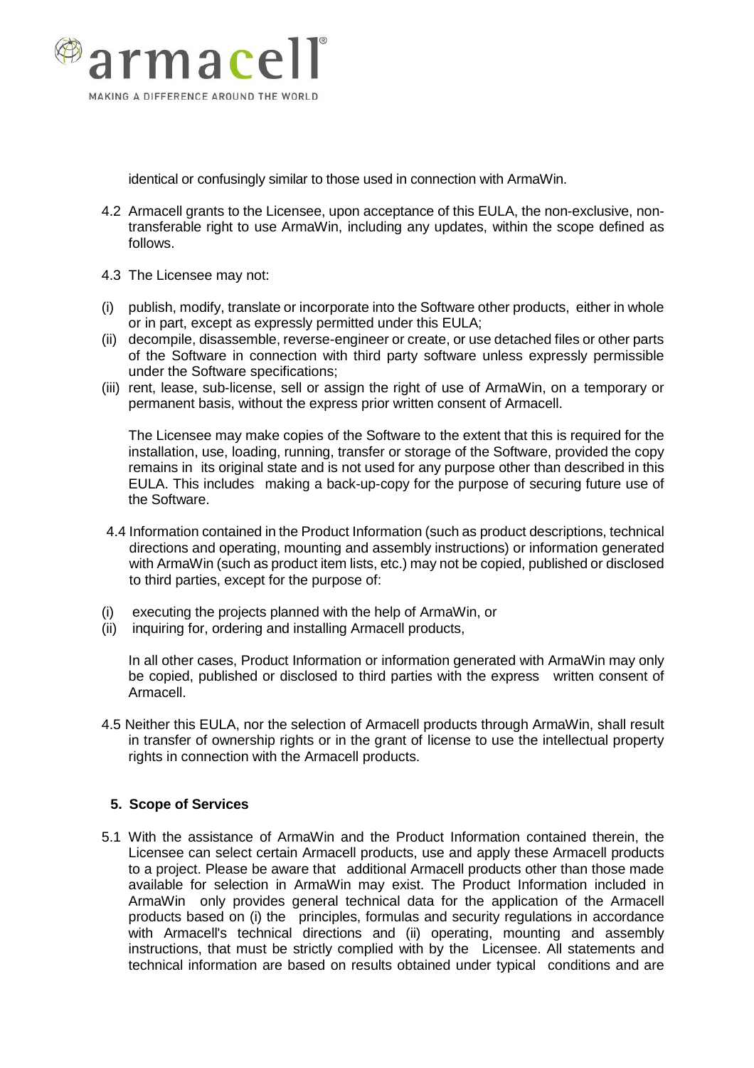identical or confusingly similar to those used in connection with ArmaWin.

4.2 Armacell grants to the Licensee, upon acceptance of this EULA, the non-exclusive, non-transferable right to use ArmaWin, including any updates, within the scope defined as follows.

4.3 The Licensee may not:

(i) publish, modify, translate or incorporate into the Software other products, either in whole or in part, except as expressly permitted under this EULA;
(ii) decompile, disassemble, reverse-engineer or create, or use detached files or other parts of the Software in connection with third party software unless expressly permissible under the Software specifications;
(iii) rent, lease, sub-license, sell or assign the right of use of ArmaWin, on a temporary or permanent basis, without the express prior written consent of Armacell.

The Licensee may make copies of the Software to the extent that this is required for the installation, use, loading, running, transfer or storage of the Software, provided the copy remains in its original state and is not used for any purpose other than described in this EULA. This includes making a back-up-copy for the purpose of securing future use of the Software.

4.4 Information contained in the Product Information (such as product descriptions, technical directions and operating, mounting and assembly instructions) or information generated with ArmaWin (such as product item lists, etc.) may not be copied, published or disclosed to third parties, except for the purpose of:

(i) executing the projects planned with the help of ArmaWin, or
(ii) inquiring for, ordering and installing Armacell products,

In all other cases, Product Information or information generated with ArmaWin may only be copied, published or disclosed to third parties with the express written consent of Armacell.

4.5 Neither this EULA, nor the selection of Armacell products through ArmaWin, shall result in transfer of ownership rights or in the grant of license to use the intellectual property rights in connection with the Armacell products.

## 5. Scope of Services

5.1 With the assistance of ArmaWin and the Product Information contained therein, the Licensee can select certain Armacell products, use and apply these Armacell products to a project. Please be aware that additional Armacell products other than those made available for selection in ArmaWin may exist. The Product Information included in ArmaWin only provides general technical data for the application of the Armacell products based on (i) the principles, formulas and security regulations in accordance with Armacell's technical directions and (ii) operating, mounting and assembly instructions, that must be strictly complied with by the Licensee. All statements and technical information are based on results obtained under typical conditions and are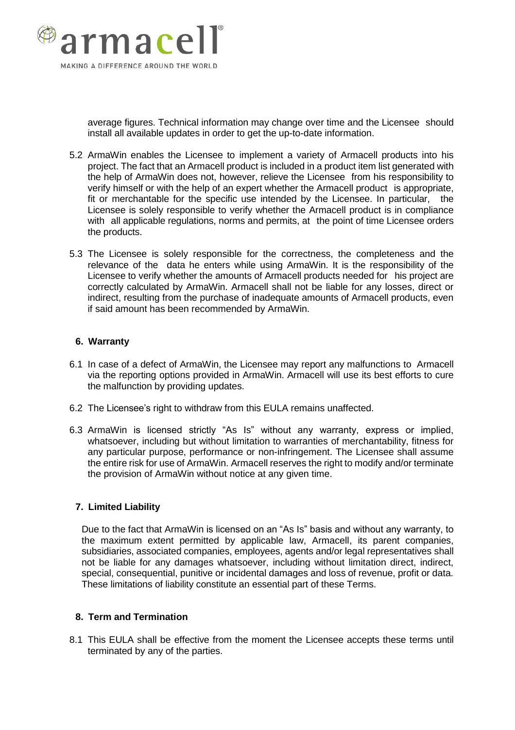average figures. Technical information may change over time and the Licensee should install all available updates in order to get the up-to-date information.

5.2 ArmaWin enables the Licensee to implement a variety of Armacell products into his project. The fact that an Armacell product is included in a product item list generated with the help of ArmaWin does not, however, relieve the Licensee from his responsibility to verify himself or with the help of an expert whether the Armacell product is appropriate, fit or merchantable for the specific use intended by the Licensee. In particular, the Licensee is solely responsible to verify whether the Armacell product is in compliance with all applicable regulations, norms and permits, at the point of time Licensee orders the products.

5.3 The Licensee is solely responsible for the correctness, the completeness and the relevance of the data he enters while using ArmaWin. It is the responsibility of the Licensee to verify whether the amounts of Armacell products needed for his project are correctly calculated by ArmaWin. Armacell shall not be liable for any losses, direct or indirect, resulting from the purchase of inadequate amounts of Armacell products, even if said amount has been recommended by ArmaWin.

## 6. Warranty

6.1 In case of a defect of ArmaWin, the Licensee may report any malfunctions to Armacell via the reporting options provided in ArmaWin. Armacell will use its best efforts to cure the malfunction by providing updates.

6.2 The Licensee's right to withdraw from this EULA remains unaffected.

6.3 ArmaWin is licensed strictly "As Is" without any warranty, express or implied, whatsoever, including but without limitation to warranties of merchantability, fitness for any particular purpose, performance or non-infringement. The Licensee shall assume the entire risk for use of ArmaWin. Armacell reserves the right to modify and/or terminate the provision of ArmaWin without notice at any given time.

## 7. Limited Liability

Due to the fact that ArmaWin is licensed on an "As Is" basis and without any warranty, to the maximum extent permitted by applicable law, Armacell, its parent companies, subsidiaries, associated companies, employees, agents and/or legal representatives shall not be liable for any damages whatsoever, including without limitation direct, indirect, special, consequential, punitive or incidental damages and loss of revenue, profit or data. These limitations of liability constitute an essential part of these Terms.

## 8. Term and Termination

8.1 This EULA shall be effective from the moment the Licensee accepts these terms until terminated by any of the parties.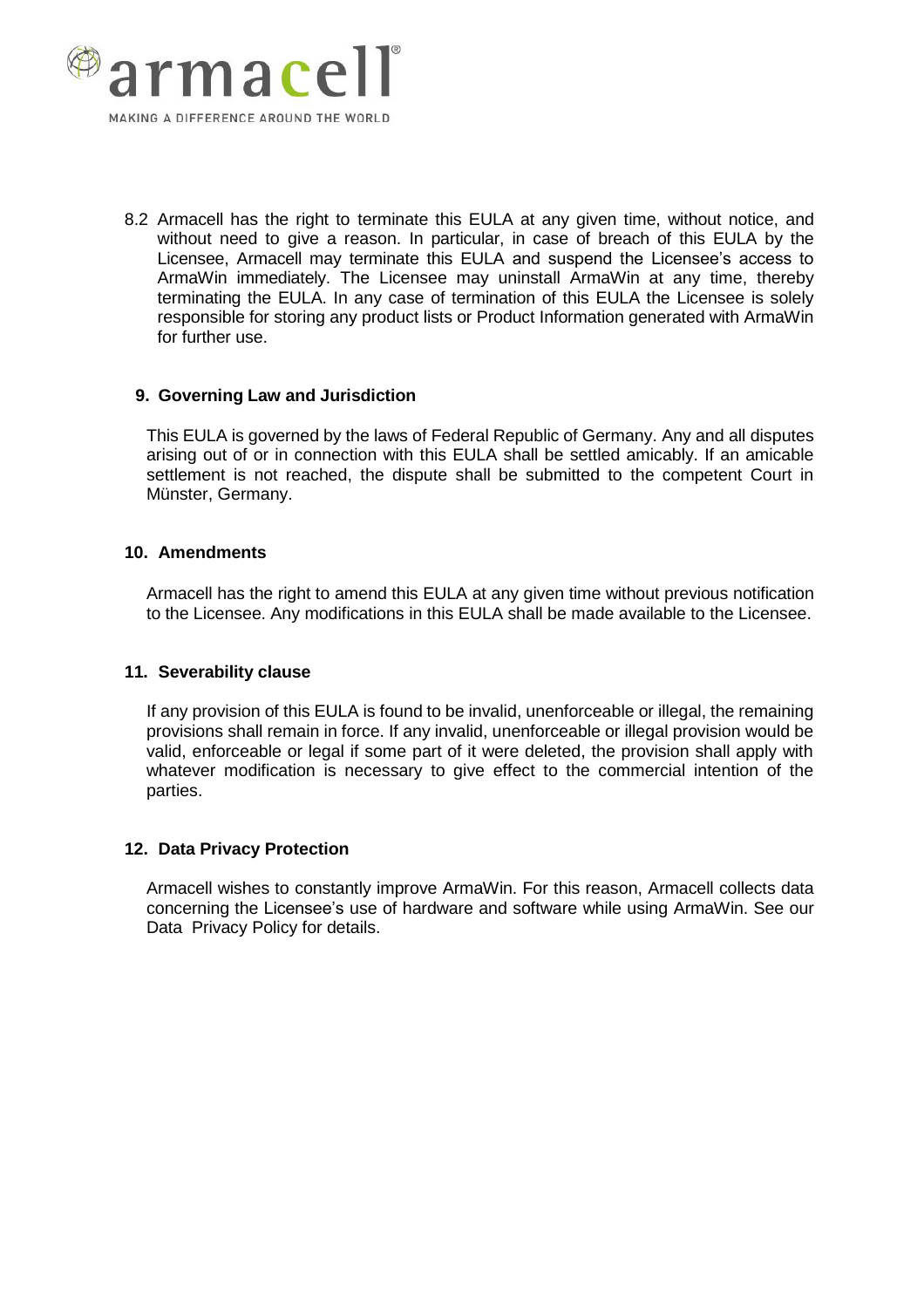8.2 Armacell has the right to terminate this EULA at any given time, without notice, and without need to give a reason. In particular, in case of breach of this EULA by the Licensee, Armacell may terminate this EULA and suspend the Licensee's access to ArmaWin immediately. The Licensee may uninstall ArmaWin at any time, thereby terminating the EULA. In any case of termination of this EULA the Licensee is solely responsible for storing any product lists or Product Information generated with ArmaWin for further use.

## 9. Governing Law and Jurisdiction

This EULA is governed by the laws of Federal Republic of Germany. Any and all disputes arising out of or in connection with this EULA shall be settled amicably. If an amicable settlement is not reached, the dispute shall be submitted to the competent Court in Münster, Germany.

## 10. Amendments

Armacell has the right to amend this EULA at any given time without previous notification to the Licensee. Any modifications in this EULA shall be made available to the Licensee.

## 11. Severability clause

If any provision of this EULA is found to be invalid, unenforceable or illegal, the remaining provisions shall remain in force. If any invalid, unenforceable or illegal provision would be valid, enforceable or legal if some part of it were deleted, the provision shall apply with whatever modification is necessary to give effect to the commercial intention of the parties.

## 12. Data Privacy Protection

Armacell wishes to constantly improve ArmaWin. For this reason, Armacell collects data concerning the Licensee's use of hardware and software while using ArmaWin. See our Data Privacy Policy for details.